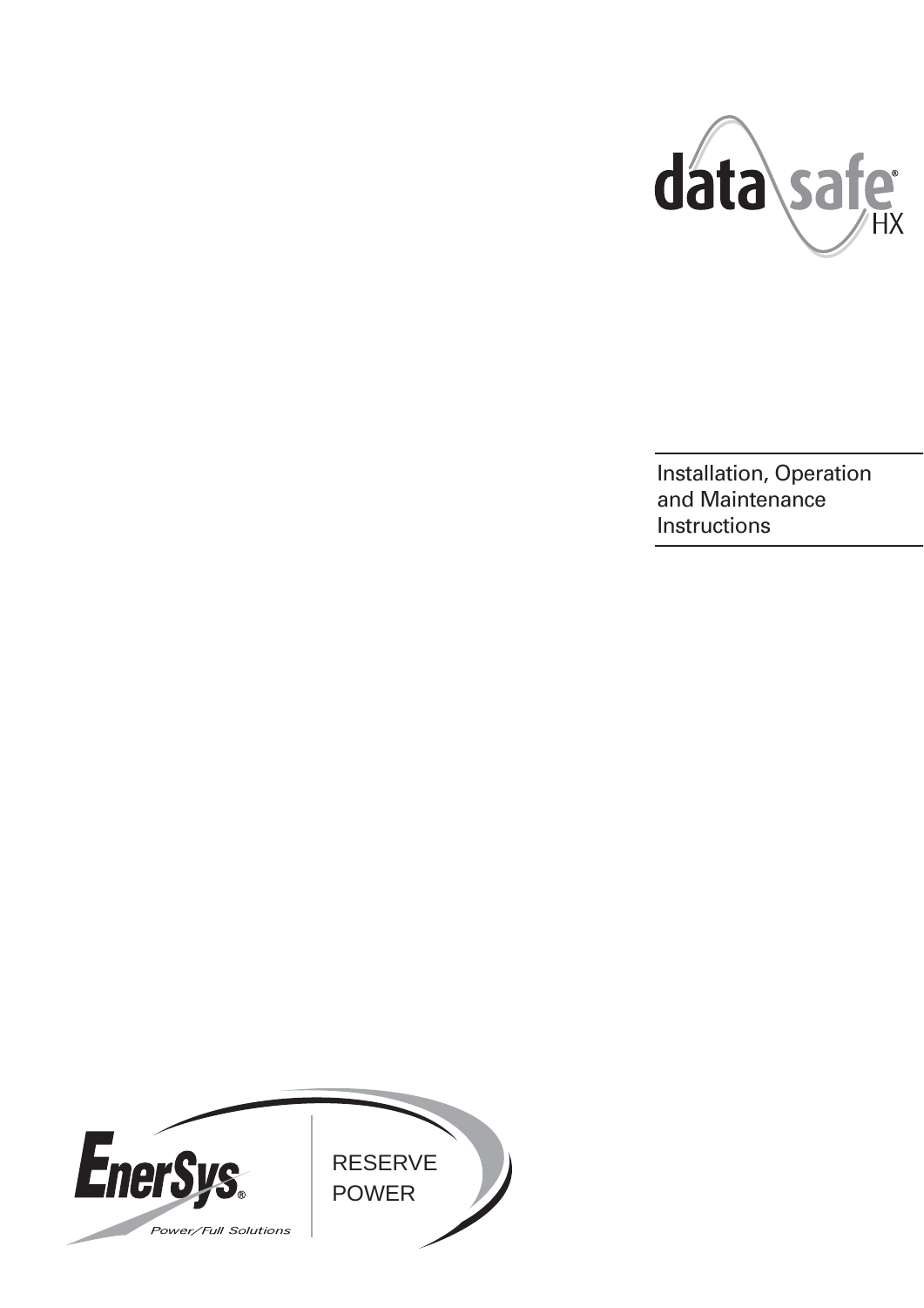# data safe® HX

Installation, Operation and Maintenance Instructions

EnerSys®

Power/Full Solutions

RESERVE POWER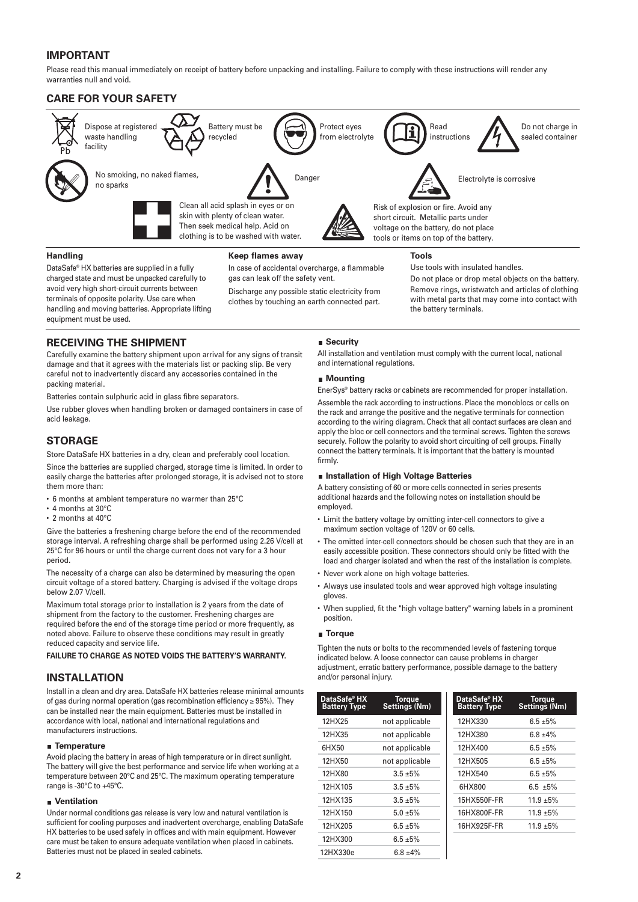## IMPORTANT

Please read this manual immediately on receipt of battery before unpacking and installing. Failure to comply with these instructions will render any warranties null and void.

## CARE FOR YOUR SAFETY

Dispose at registered waste handling facility

Battery must be recycled

Protect eyes from electrolyte

Read instructions

Do not charge in sealed container

No smoking, no naked flames, no sparks

Danger

Electrolyte is corrosive

Clean all acid splash in eyes or on skin with plenty of clean water. Then seek medical help. Acid on clothing is to be washed with water.

Risk of explosion or fire. Avoid any short circuit. Metallic parts under voltage on the battery, do not place tools or items on top of the battery.

**Handling**

DataSafe® HX batteries are supplied in a fully charged state and must be unpacked carefully to avoid very high short-circuit currents between terminals of opposite polarity. Use care when handling and moving batteries. Appropriate lifting equipment must be used.

**Keep flames away**

In case of accidental overcharge, a flammable gas can leak off the safety vent.

Discharge any possible static electricity from clothes by touching an earth connected part.

**Tools**

Use tools with insulated handles.

Do not place or drop metal objects on the battery. Remove rings, wristwatch and articles of clothing with metal parts that may come into contact with the battery terminals.

## RECEIVING THE SHIPMENT

Carefully examine the battery shipment upon arrival for any signs of transit damage and that it agrees with the materials list or packing slip. Be very careful not to inadvertently discard any accessories contained in the packing material.

Batteries contain sulphuric acid in glass fibre separators.

Use rubber gloves when handling broken or damaged containers in case of acid leakage.

## STORAGE

Store DataSafe HX batteries in a dry, clean and preferably cool location.

Since the batteries are supplied charged, storage time is limited. In order to easily charge the batteries after prolonged storage, it is advised not to store them more than:

- 6 months at ambient temperature no warmer than 25°C
- 4 months at 30°C
- 2 months at 40°C

Give the batteries a freshening charge before the end of the recommended storage interval. A refreshing charge shall be performed using 2.26 V/cell at 25°C for 96 hours or until the charge current does not vary for a 3 hour period.

The necessity of a charge can also be determined by measuring the open circuit voltage of a stored battery. Charging is advised if the voltage drops below 2.07 V/cell.

Maximum total storage prior to installation is 2 years from the date of shipment from the factory to the customer. Freshening charges are required before the end of the storage time period or more frequently, as noted above. Failure to observe these conditions may result in greatly reduced capacity and service life.

**FAILURE TO CHARGE AS NOTED VOIDS THE BATTERY'S WARRANTY.**

## INSTALLATION

Install in a clean and dry area. DataSafe HX batteries release minimal amounts of gas during normal operation (gas recombination efficiency ≥ 95%). They can be installed near the main equipment. Batteries must be installed in accordance with local, national and international regulations and manufacturers instructions.

### Temperature

Avoid placing the battery in areas of high temperature or in direct sunlight. The battery will give the best performance and service life when working at a temperature between 20°C and 25°C. The maximum operating temperature range is -30°C to +45°C.

### Ventilation

Under normal conditions gas release is very low and natural ventilation is sufficient for cooling purposes and inadvertent overcharge, enabling DataSafe HX batteries to be used safely in offices and with main equipment. However care must be taken to ensure adequate ventilation when placed in cabinets. Batteries must not be placed in sealed cabinets.

### Security

All installation and ventilation must comply with the current local, national and international regulations.

### Mounting

EnerSys® battery racks or cabinets are recommended for proper installation.

Assemble the rack according to instructions. Place the monoblocs or cells on the rack and arrange the positive and the negative terminals for connection according to the wiring diagram. Check that all contact surfaces are clean and apply the bloc or cell connectors and the terminal screws. Tighten the screws securely. Follow the polarity to avoid short circuiting of cell groups. Finally connect the battery terminals. It is important that the battery is mounted firmly.

### Installation of High Voltage Batteries

A battery consisting of 60 or more cells connected in series presents additional hazards and the following notes on installation should be employed.

- Limit the battery voltage by omitting inter-cell connectors to give a maximum section voltage of 120V or 60 cells.
- The omitted inter-cell connectors should be chosen such that they are in an easily accessible position. These connectors should only be fitted with the load and charger isolated and when the rest of the installation is complete.
- Never work alone on high voltage batteries.
- Always use insulated tools and wear approved high voltage insulating gloves.
- When supplied, fit the "high voltage battery" warning labels in a prominent position.

### Torque

Tighten the nuts or bolts to the recommended levels of fastening torque indicated below. A loose connector can cause problems in charger adjustment, erratic battery performance, possible damage to the battery and/or personal injury.

| DataSafe® HX Battery Type | Torque Settings (Nm) |
|---|---|
| 12HX25 | not applicable |
| 12HX35 | not applicable |
| 6HX50 | not applicable |
| 12HX50 | not applicable |
| 12HX80 | 3.5 ±5% |
| 12HX105 | 3.5 ±5% |
| 12HX135 | 3.5 ±5% |
| 12HX150 | 5.0 ±5% |
| 12HX205 | 6.5 ±5% |
| 12HX300 | 6.5 ±5% |
| 12HX330e | 6.8 ±4% |

| DataSafe® HX Battery Type | Torque Settings (Nm) |
|---|---|
| 12HX330 | 6.5 ±5% |
| 12HX380 | 6.8 ±4% |
| 12HX400 | 6.5 ±5% |
| 12HX505 | 6.5 ±5% |
| 12HX540 | 6.5 ±5% |
| 6HX800 | 6.5 ±5% |
| 15HX550F-FR | 11.9 ±5% |
| 16HX800F-FR | 11.9 ±5% |
| 16HX925F-FR | 11.9 ±5% |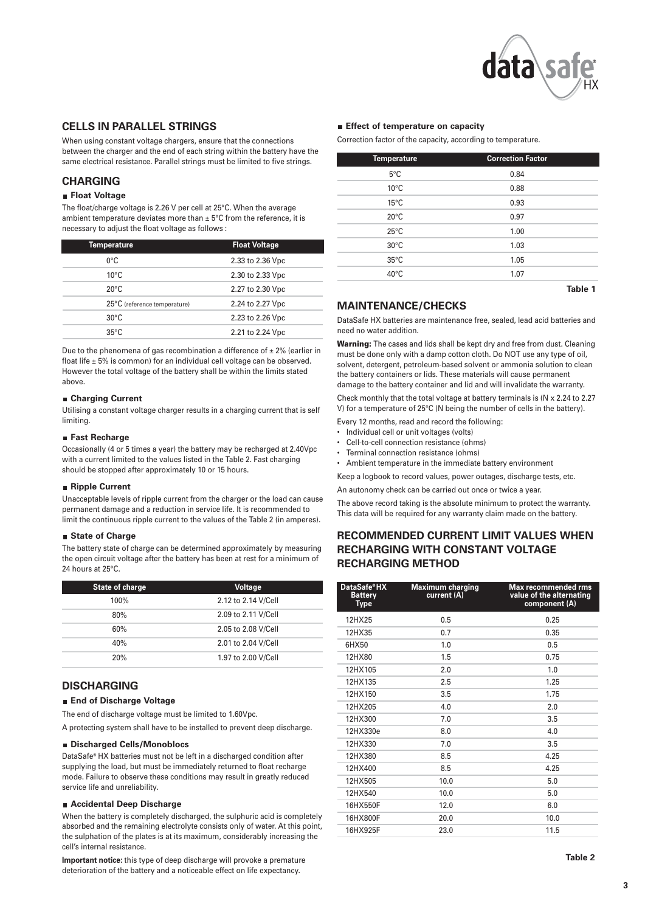## CELLS IN PARALLEL STRINGS

When using constant voltage chargers, ensure that the connections between the charger and the end of each string within the battery have the same electrical resistance. Parallel strings must be limited to five strings.

## CHARGING

### Float Voltage

The float/charge voltage is 2.26 V per cell at 25°C. When the average ambient temperature deviates more than ± 5°C from the reference, it is necessary to adjust the float voltage as follows :

| Temperature | Float Voltage |
|---|---|
| 0°C | 2.33 to 2.36 Vpc |
| 10°C | 2.30 to 2.33 Vpc |
| 20°C | 2.27 to 2.30 Vpc |
| 25°C (reference temperature) | 2.24 to 2.27 Vpc |
| 30°C | 2.23 to 2.26 Vpc |
| 35°C | 2.21 to 2.24 Vpc |

Due to the phenomena of gas recombination a difference of ± 2% (earlier in float life ± 5% is common) for an individual cell voltage can be observed. However the total voltage of the battery shall be within the limits stated above.

### Charging Current

Utilising a constant voltage charger results in a charging current that is self limiting.

### Fast Recharge

Occasionally (4 or 5 times a year) the battery may be recharged at 2.40Vpc with a current limited to the values listed in the Table 2. Fast charging should be stopped after approximately 10 or 15 hours.

### Ripple Current

Unacceptable levels of ripple current from the charger or the load can cause permanent damage and a reduction in service life. It is recommended to limit the continuous ripple current to the values of the Table 2 (in amperes).

### State of Charge

The battery state of charge can be determined approximately by measuring the open circuit voltage after the battery has been at rest for a minimum of 24 hours at 25°C.

| State of charge | Voltage |
|---|---|
| 100% | 2.12 to 2.14 V/Cell |
| 80% | 2.09 to 2.11 V/Cell |
| 60% | 2.05 to 2.08 V/Cell |
| 40% | 2.01 to 2.04 V/Cell |
| 20% | 1.97 to 2.00 V/Cell |

## DISCHARGING

### End of Discharge Voltage

The end of discharge voltage must be limited to 1.60Vpc.

A protecting system shall have to be installed to prevent deep discharge.

### Discharged Cells/Monoblocs

DataSafe® HX batteries must not be left in a discharged condition after supplying the load, but must be immediately returned to float recharge mode. Failure to observe these conditions may result in greatly reduced service life and unreliability.

### Accidental Deep Discharge

When the battery is completely discharged, the sulphuric acid is completely absorbed and the remaining electrolyte consists only of water. At this point, the sulphation of the plates is at its maximum, considerably increasing the cell's internal resistance.

**Important notice:** this type of deep discharge will provoke a premature deterioration of the battery and a noticeable effect on life expectancy.

### Effect of temperature on capacity

Correction factor of the capacity, according to temperature.

| Temperature | Correction Factor |
|---|---|
| 5°C | 0.84 |
| 10°C | 0.88 |
| 15°C | 0.93 |
| 20°C | 0.97 |
| 25°C | 1.00 |
| 30°C | 1.03 |
| 35°C | 1.05 |
| 40°C | 1.07 |

**Table 1**

## MAINTENANCE/CHECKS

DataSafe HX batteries are maintenance free, sealed, lead acid batteries and need no water addition.

**Warning:** The cases and lids shall be kept dry and free from dust. Cleaning must be done only with a damp cotton cloth. Do NOT use any type of oil, solvent, detergent, petroleum-based solvent or ammonia solution to clean the battery containers or lids. These materials will cause permanent damage to the battery container and lid and will invalidate the warranty.

Check monthly that the total voltage at battery terminals is (N x 2.24 to 2.27 V) for a temperature of 25°C (N being the number of cells in the battery).

Every 12 months, read and record the following:

- Individual cell or unit voltages (volts)
- Cell-to-cell connection resistance (ohms)
- Terminal connection resistance (ohms)
- Ambient temperature in the immediate battery environment

Keep a logbook to record values, power outages, discharge tests, etc.

An autonomy check can be carried out once or twice a year.

The above record taking is the absolute minimum to protect the warranty. This data will be required for any warranty claim made on the battery.

## RECOMMENDED CURRENT LIMIT VALUES WHEN RECHARGING WITH CONSTANT VOLTAGE RECHARGING METHOD

| DataSafe® HX Battery Type | Maximum charging current (A) | Max recommended rms value of the alternating component (A) |
|---|---|---|
| 12HX25 | 0.5 | 0.25 |
| 12HX35 | 0.7 | 0.35 |
| 6HX50 | 1.0 | 0.5 |
| 12HX80 | 1.5 | 0.75 |
| 12HX105 | 2.0 | 1.0 |
| 12HX135 | 2.5 | 1.25 |
| 12HX150 | 3.5 | 1.75 |
| 12HX205 | 4.0 | 2.0 |
| 12HX300 | 7.0 | 3.5 |
| 12HX330e | 8.0 | 4.0 |
| 12HX330 | 7.0 | 3.5 |
| 12HX380 | 8.5 | 4.25 |
| 12HX400 | 8.5 | 4.25 |
| 12HX505 | 10.0 | 5.0 |
| 12HX540 | 10.0 | 5.0 |
| 16HX550F | 12.0 | 6.0 |
| 16HX800F | 20.0 | 10.0 |
| 16HX925F | 23.0 | 11.5 |

**Table 2**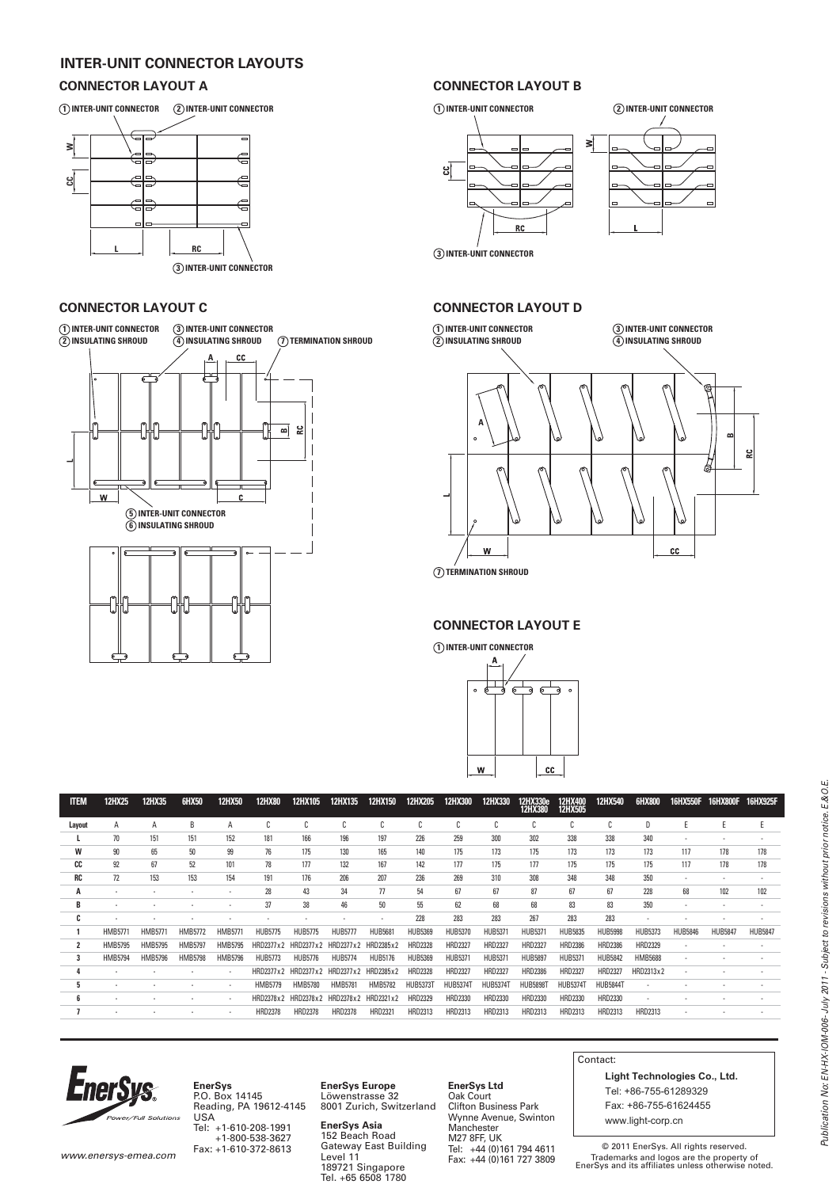# INTER-UNIT CONNECTOR LAYOUTS

## CONNECTOR LAYOUT A

1 INTER-UNIT CONNECTOR
2 INTER-UNIT CONNECTOR
3 INTER-UNIT CONNECTOR

W
CC
L
RC

## CONNECTOR LAYOUT B

1 INTER-UNIT CONNECTOR
2 INTER-UNIT CONNECTOR
3 INTER-UNIT CONNECTOR

W
CC
RC
L

## CONNECTOR LAYOUT C

1 INTER-UNIT CONNECTOR
2 INSULATING SHROUD
3 INTER-UNIT CONNECTOR
4 INSULATING SHROUD
5 INTER-UNIT CONNECTOR
6 INSULATING SHROUD
7 TERMINATION SHROUD

A
CC
B
RC
L
W
C

## CONNECTOR LAYOUT D

1 INTER-UNIT CONNECTOR
2 INSULATING SHROUD
3 INTER-UNIT CONNECTOR
4 INSULATING SHROUD
7 TERMINATION SHROUD

A
B
RC
L
W
CC

## CONNECTOR LAYOUT E

1 INTER-UNIT CONNECTOR

A
W
CC

| ITEM | 12HX25 | 12HX35 | 6HX50 | 12HX50 | 12HX80 | 12HX105 | 12HX135 | 12HX150 | 12HX205 | 12HX300 | 12HX330 | 12HX330e 12HX380 | 12HX400 12HX505 | 12HX540 | 6HX800 | 16HX550F | 16HX800F | 16HX925F |
|---|---|---|---|---|---|---|---|---|---|---|---|---|---|---|---|---|---|---|
| Layout | A | A | B | A | C | C | C | C | C | C | C | C | C | C | D | E | E | E |
| L | 70 | 151 | 151 | 152 | 181 | 166 | 196 | 197 | 226 | 259 | 300 | 302 | 338 | 338 | 340 | - | - | - |
| W | 90 | 65 | 50 | 99 | 76 | 175 | 130 | 165 | 140 | 175 | 173 | 175 | 173 | 173 | 173 | 117 | 178 | 178 |
| CC | 92 | 67 | 52 | 101 | 78 | 177 | 132 | 167 | 142 | 177 | 175 | 177 | 175 | 175 | 175 | 117 | 178 | 178 |
| RC | 72 | 153 | 153 | 154 | 191 | 176 | 206 | 207 | 236 | 269 | 310 | 308 | 348 | 348 | 350 | - | - | - |
| A | - | - | - | - | 28 | 43 | 34 | 77 | 54 | 67 | 67 | 87 | 67 | 67 | 228 | 68 | 102 | 102 |
| B | - | - | - | - | 37 | 38 | 46 | 50 | 55 | 62 | 68 | 68 | 83 | 83 | 350 | - | - | - |
| C | - | - | - | - | - | - | - | - | 228 | 283 | 283 | 267 | 283 | 283 | - | - | - | - |
| 1 | HMB5771 | HMB5771 | HMB5772 | HMB5771 | HUB5775 | HUB5775 | HUB5777 | HUB5681 | HUB5369 | HUB5370 | HUB5371 | HUB5371 | HUB5835 | HUB5998 | HUB5373 | HUB5846 | HUB5847 | HUB5847 |
| 2 | HMB5795 | HMB5795 | HMB5797 | HMB5795 | HRD2377x2 | HRD2377x2 | HRD2377x2 | HRD2385x2 | HRD2328 | HRD2327 | HRD2327 | HRD2327 | HRD2386 | HRD2386 | HRD2329 | - | - | - |
| 3 | HMB5794 | HMB5796 | HMB5798 | HMB5796 | HUB5773 | HUB5776 | HUB5774 | HUB5176 | HUB5369 | HUB5371 | HUB5371 | HUB5897 | HUB5371 | HUB5842 | HMB5688 | - | - | - |
| 4 | - | - | - | - | HRD2377x2 | HRD2377x2 | HRD2377x2 | HRD2385x2 | HRD2328 | HRD2327 | HRD2327 | HRD2386 | HRD2327 | HRD2327 | HRD2313x2 | - | - | - |
| 5 | - | - | - | - | HMB5779 | HMB5780 | HMB5781 | HMB5782 | HUB5373T | HUB5374T | HUB5374T | HUB5898T | HUB5374T | HUB5844T | - | - | - | - |
| 6 | - | - | - | - | HRD2378x2 | HRD2378x2 | HRD2378x2 | HRD2321x2 | HRD2329 | HRD2330 | HRD2330 | HRD2330 | HRD2330 | HRD2330 | - | - | - | - |
| 7 | - | - | - | - | HRD2378 | HRD2378 | HRD2378 | HRD2321 | HRD2313 | HRD2313 | HRD2313 | HRD2313 | HRD2313 | HRD2313 | HRD2313 | - | - | - |

EnerSys® Power/Full Solutions

www.enersys-emea.com

**EnerSys**
P.O. Box 14145
Reading, PA 19612-4145
USA
Tel: +1-610-208-1991
+1-800-538-3627
Fax: +1-610-372-8613

**EnerSys Europe**
Löwenstrasse 32
8001 Zurich, Switzerland

**EnerSys Asia**
152 Beach Road
Gateway East Building
Level 11
189721 Singapore
Tel. +65 6508 1780

**EnerSys Ltd**
Oak Court
Clifton Business Park
Wynne Avenue, Swinton
Manchester
M27 8FF, UK
Tel: +44 (0)161 794 4611
Fax: +44 (0)161 727 3809

Contact:

**Light Technologies Co., Ltd.**
Tel: +86-755-61289329
Fax: +86-755-61624455
www.light-corp.cn

© 2011 EnerSys. All rights reserved.
Trademarks and logos are the property of EnerSys and its affiliates unless otherwise noted.

*Publication No: EN-HX-IOM-006- July 2011 - Subject to revisions without prior notice. E.&O.E.*